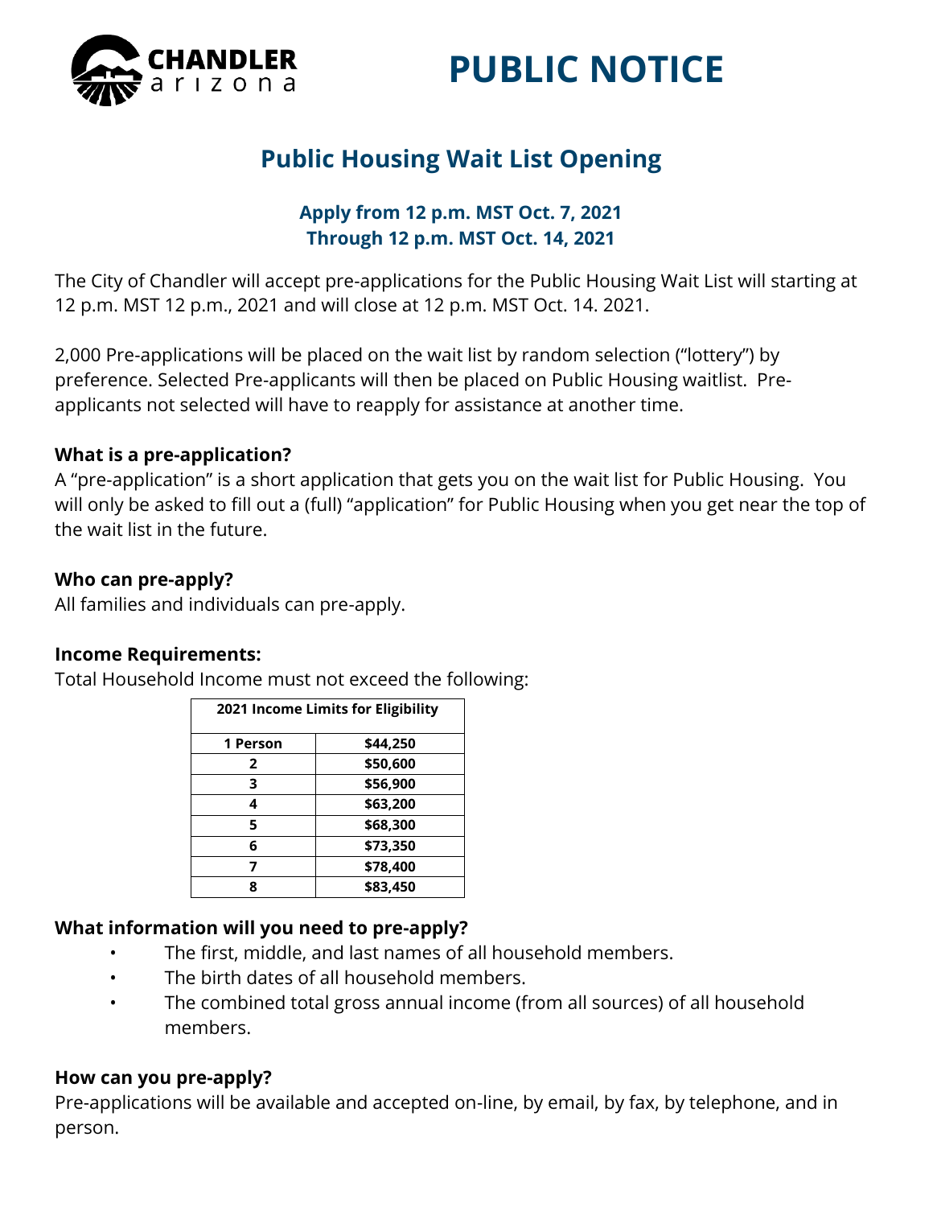CHANDLER arizona

# PUBLIC NOTICE

## Public Housing Wait List Opening

**Apply from 12 p.m. MST Oct. 7, 2021**
**Through 12 p.m. MST Oct. 14, 2021**

The City of Chandler will accept pre-applications for the Public Housing Wait List will starting at 12 p.m. MST 12 p.m., 2021 and will close at 12 p.m. MST Oct. 14. 2021.

2,000 Pre-applications will be placed on the wait list by random selection ("lottery") by preference. Selected Pre-applicants will then be placed on Public Housing waitlist. Pre-applicants not selected will have to reapply for assistance at another time.

### What is a pre-application?

A "pre-application" is a short application that gets you on the wait list for Public Housing. You will only be asked to fill out a (full) "application" for Public Housing when you get near the top of the wait list in the future.

### Who can pre-apply?

All families and individuals can pre-apply.

### Income Requirements:

Total Household Income must not exceed the following:

| 2021 Income Limits for Eligibility | |
|---|---|
| 1 Person | $44,250 |
| 2 | $50,600 |
| 3 | $56,900 |
| 4 | $63,200 |
| 5 | $68,300 |
| 6 | $73,350 |
| 7 | $78,400 |
| 8 | $83,450 |

### What information will you need to pre-apply?

- The first, middle, and last names of all household members.
- The birth dates of all household members.
- The combined total gross annual income (from all sources) of all household members.

### How can you pre-apply?

Pre-applications will be available and accepted on-line, by email, by fax, by telephone, and in person.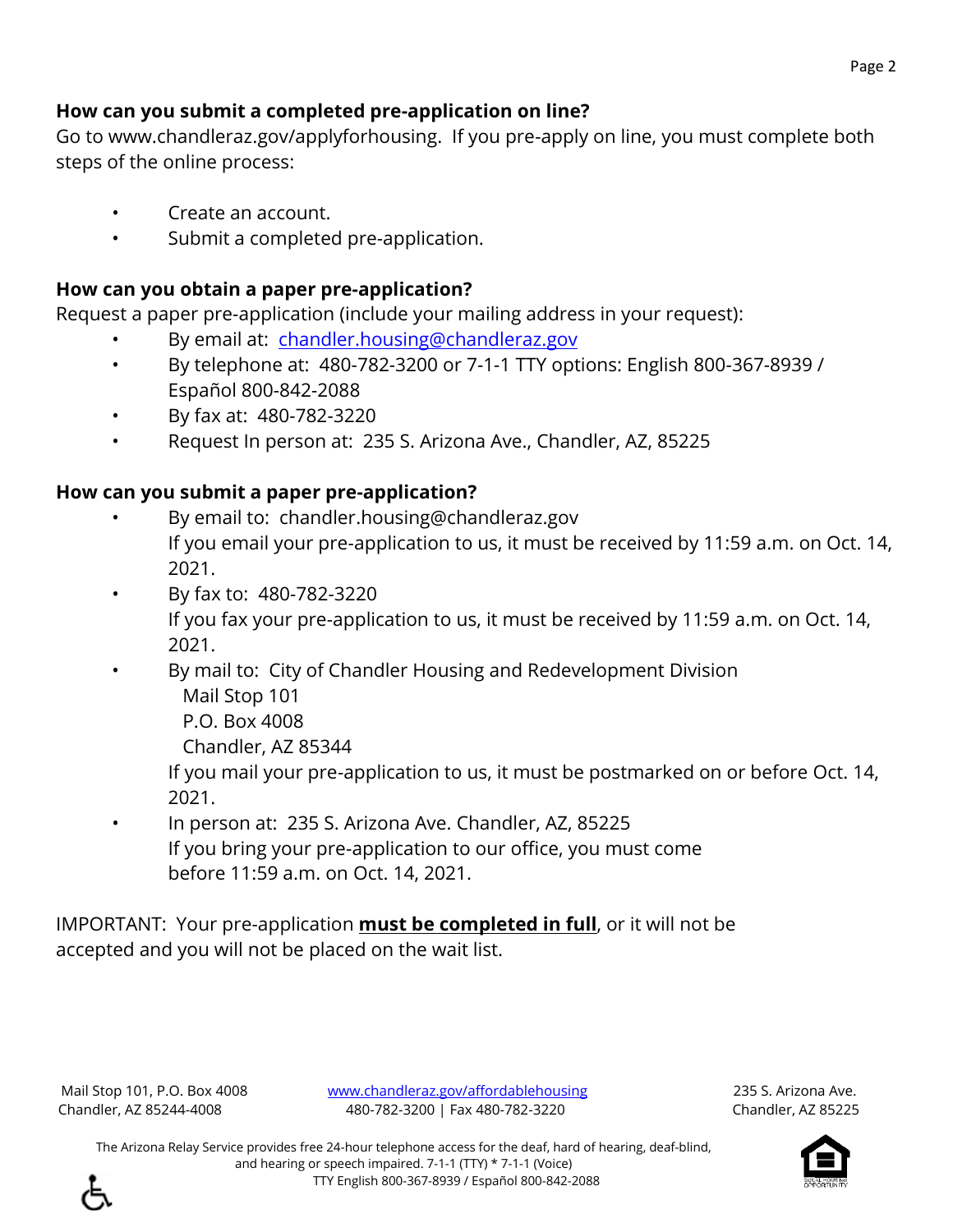### How can you submit a completed pre-application on line?

Go to www.chandleraz.gov/applyforhousing. If you pre-apply on line, you must complete both steps of the online process:

- Create an account.
- Submit a completed pre-application.

### How can you obtain a paper pre-application?

Request a paper pre-application (include your mailing address in your request):

- By email at: chandler.housing@chandleraz.gov
- By telephone at: 480-782-3200 or 7-1-1 TTY options: English 800-367-8939 / Español 800-842-2088
- By fax at: 480-782-3220
- Request In person at: 235 S. Arizona Ave., Chandler, AZ, 85225

### How can you submit a paper pre-application?

- By email to: chandler.housing@chandleraz.gov
  If you email your pre-application to us, it must be received by 11:59 a.m. on Oct. 14, 2021.
- By fax to: 480-782-3220
  If you fax your pre-application to us, it must be received by 11:59 a.m. on Oct. 14, 2021.
- By mail to: City of Chandler Housing and Redevelopment Division
  Mail Stop 101
  P.O. Box 4008
  Chandler, AZ 85344
  If you mail your pre-application to us, it must be postmarked on or before Oct. 14, 2021.
- In person at: 235 S. Arizona Ave. Chandler, AZ, 85225
  If you bring your pre-application to our office, you must come before 11:59 a.m. on Oct. 14, 2021.

IMPORTANT: Your pre-application **must be completed in full**, or it will not be accepted and you will not be placed on the wait list.

Mail Stop 101, P.O. Box 4008
Chandler, AZ 85244-4008

www.chandleraz.gov/affordablehousing
480-782-3200 | Fax 480-782-3220

235 S. Arizona Ave.
Chandler, AZ 85225

The Arizona Relay Service provides free 24-hour telephone access for the deaf, hard of hearing, deaf-blind, and hearing or speech impaired. 7-1-1 (TTY) * 7-1-1 (Voice)
TTY English 800-367-8939 / Español 800-842-2088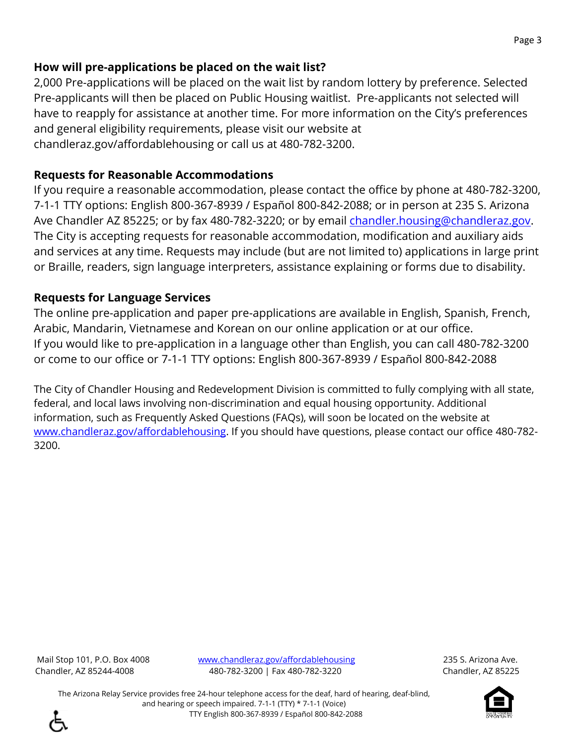### How will pre-applications be placed on the wait list?

2,000 Pre-applications will be placed on the wait list by random lottery by preference. Selected Pre-applicants will then be placed on Public Housing waitlist. Pre-applicants not selected will have to reapply for assistance at another time. For more information on the City's preferences and general eligibility requirements, please visit our website at chandleraz.gov/affordablehousing or call us at 480-782-3200.

### Requests for Reasonable Accommodations

If you require a reasonable accommodation, please contact the office by phone at 480-782-3200, 7-1-1 TTY options: English 800-367-8939 / Español 800-842-2088; or in person at 235 S. Arizona Ave Chandler AZ 85225; or by fax 480-782-3220; or by email chandler.housing@chandleraz.gov. The City is accepting requests for reasonable accommodation, modification and auxiliary aids and services at any time. Requests may include (but are not limited to) applications in large print or Braille, readers, sign language interpreters, assistance explaining or forms due to disability.

### Requests for Language Services

The online pre-application and paper pre-applications are available in English, Spanish, French, Arabic, Mandarin, Vietnamese and Korean on our online application or at our office.
If you would like to pre-application in a language other than English, you can call 480-782-3200 or come to our office or 7-1-1 TTY options: English 800-367-8939 / Español 800-842-2088

The City of Chandler Housing and Redevelopment Division is committed to fully complying with all state, federal, and local laws involving non-discrimination and equal housing opportunity. Additional information, such as Frequently Asked Questions (FAQs), will soon be located on the website at www.chandleraz.gov/affordablehousing. If you should have questions, please contact our office 480-782-3200.

Mail Stop 101, P.O. Box 4008
Chandler, AZ 85244-4008

www.chandleraz.gov/affordablehousing
480-782-3200 | Fax 480-782-3220

235 S. Arizona Ave.
Chandler, AZ 85225

The Arizona Relay Service provides free 24-hour telephone access for the deaf, hard of hearing, deaf-blind, and hearing or speech impaired. 7-1-1 (TTY) * 7-1-1 (Voice)
TTY English 800-367-8939 / Español 800-842-2088